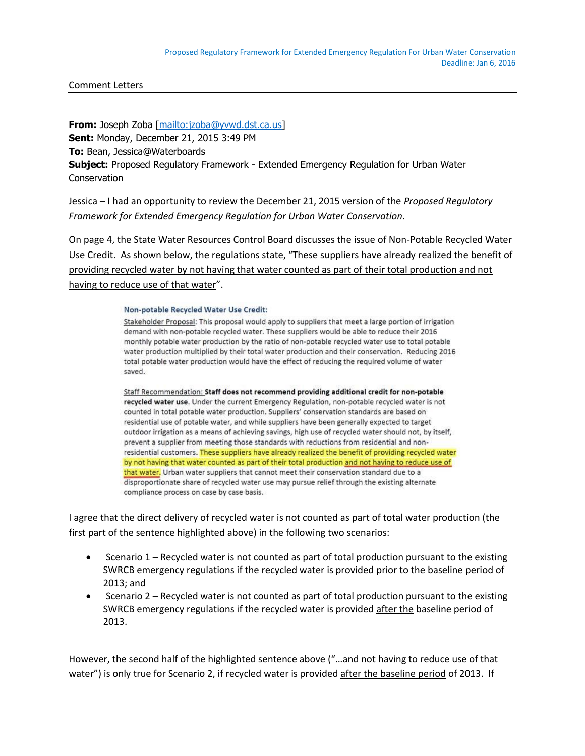Proposed Regulatory Framework for Extended Emergency Regulation For Urban Water Conservation
Deadline: Jan 6, 2016

Comment Letters

**From:** Joseph Zoba [mailto:jzoba@yvwd.dst.ca.us]
**Sent:** Monday, December 21, 2015 3:49 PM
**To:** Bean, Jessica@Waterboards
**Subject:** Proposed Regulatory Framework - Extended Emergency Regulation for Urban Water Conservation

Jessica – I had an opportunity to review the December 21, 2015 version of the *Proposed Regulatory Framework for Extended Emergency Regulation for Urban Water Conservation*.

On page 4, the State Water Resources Control Board discusses the issue of Non-Potable Recycled Water Use Credit. As shown below, the regulations state, "These suppliers have already realized <u>the benefit of providing recycled water by not having that water counted as part of their total production and not having to reduce use of that water</u>".

> **Non-potable Recycled Water Use Credit:**
>
> <u>Stakeholder Proposal</u>: This proposal would apply to suppliers that meet a large portion of irrigation demand with non-potable recycled water. These suppliers would be able to reduce their 2016 monthly potable water production by the ratio of non-potable recycled water use to total potable water production multiplied by their total water production and their conservation. Reducing 2016 total potable water production would have the effect of reducing the required volume of water saved.
>
> <u>Staff Recommendation:</u> **Staff does not recommend providing additional credit for non-potable recycled water use**. Under the current Emergency Regulation, non-potable recycled water is not counted in total potable water production. Suppliers' conservation standards are based on residential use of potable water, and while suppliers have been generally expected to target outdoor irrigation as a means of achieving savings, high use of recycled water should not, by itself, prevent a supplier from meeting those standards with reductions from residential and non-residential customers. These suppliers have already realized the benefit of providing recycled water by not having that water counted as part of their total production <u>and not having to reduce use of that water</u>. Urban water suppliers that cannot meet their conservation standard due to a disproportionate share of recycled water use may pursue relief through the existing alternate compliance process on case by case basis.

I agree that the direct delivery of recycled water is not counted as part of total water production (the first part of the sentence highlighted above) in the following two scenarios:

- Scenario 1 – Recycled water is not counted as part of total production pursuant to the existing SWRCB emergency regulations if the recycled water is provided <u>prior to</u> the baseline period of 2013; and
- Scenario 2 – Recycled water is not counted as part of total production pursuant to the existing SWRCB emergency regulations if the recycled water is provided <u>after the</u> baseline period of 2013.

However, the second half of the highlighted sentence above ("…and not having to reduce use of that water") is only true for Scenario 2, if recycled water is provided <u>after the baseline period</u> of 2013. If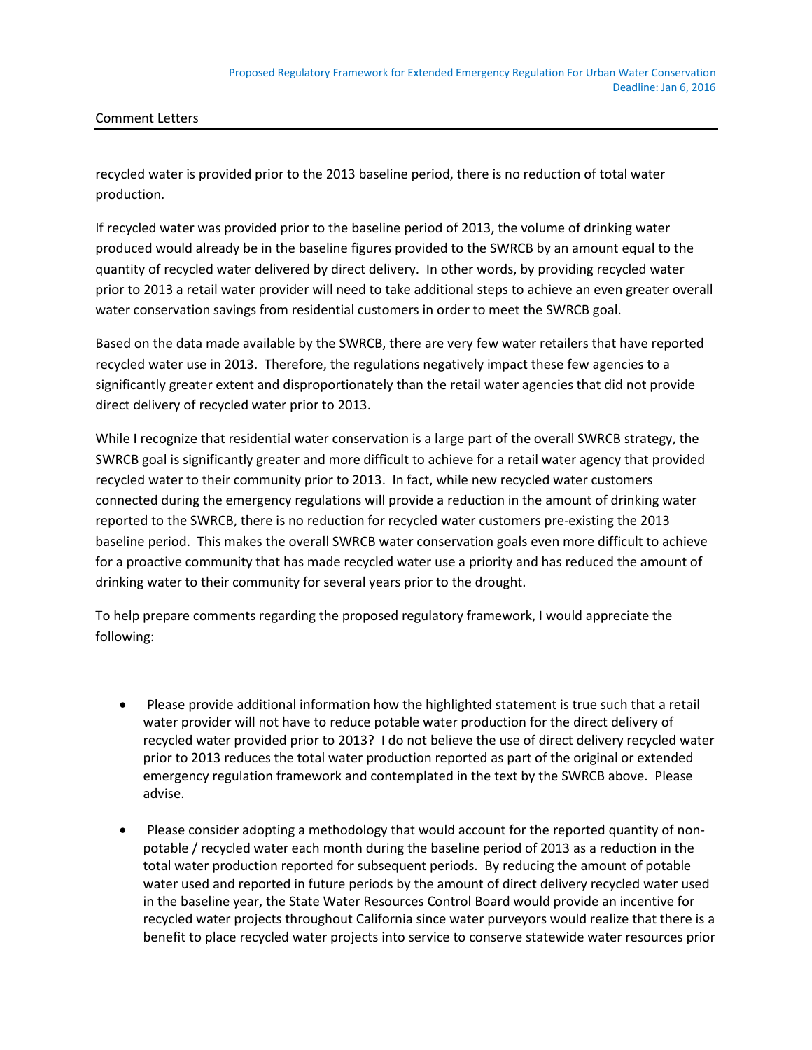recycled water is provided prior to the 2013 baseline period, there is no reduction of total water production.

If recycled water was provided prior to the baseline period of 2013, the volume of drinking water produced would already be in the baseline figures provided to the SWRCB by an amount equal to the quantity of recycled water delivered by direct delivery. In other words, by providing recycled water prior to 2013 a retail water provider will need to take additional steps to achieve an even greater overall water conservation savings from residential customers in order to meet the SWRCB goal.

Based on the data made available by the SWRCB, there are very few water retailers that have reported recycled water use in 2013. Therefore, the regulations negatively impact these few agencies to a significantly greater extent and disproportionately than the retail water agencies that did not provide direct delivery of recycled water prior to 2013.

While I recognize that residential water conservation is a large part of the overall SWRCB strategy, the SWRCB goal is significantly greater and more difficult to achieve for a retail water agency that provided recycled water to their community prior to 2013. In fact, while new recycled water customers connected during the emergency regulations will provide a reduction in the amount of drinking water reported to the SWRCB, there is no reduction for recycled water customers pre-existing the 2013 baseline period. This makes the overall SWRCB water conservation goals even more difficult to achieve for a proactive community that has made recycled water use a priority and has reduced the amount of drinking water to their community for several years prior to the drought.

To help prepare comments regarding the proposed regulatory framework, I would appreciate the following:

- Please provide additional information how the highlighted statement is true such that a retail water provider will not have to reduce potable water production for the direct delivery of recycled water provided prior to 2013? I do not believe the use of direct delivery recycled water prior to 2013 reduces the total water production reported as part of the original or extended emergency regulation framework and contemplated in the text by the SWRCB above. Please advise.

- Please consider adopting a methodology that would account for the reported quantity of non-potable / recycled water each month during the baseline period of 2013 as a reduction in the total water production reported for subsequent periods. By reducing the amount of potable water used and reported in future periods by the amount of direct delivery recycled water used in the baseline year, the State Water Resources Control Board would provide an incentive for recycled water projects throughout California since water purveyors would realize that there is a benefit to place recycled water projects into service to conserve statewide water resources prior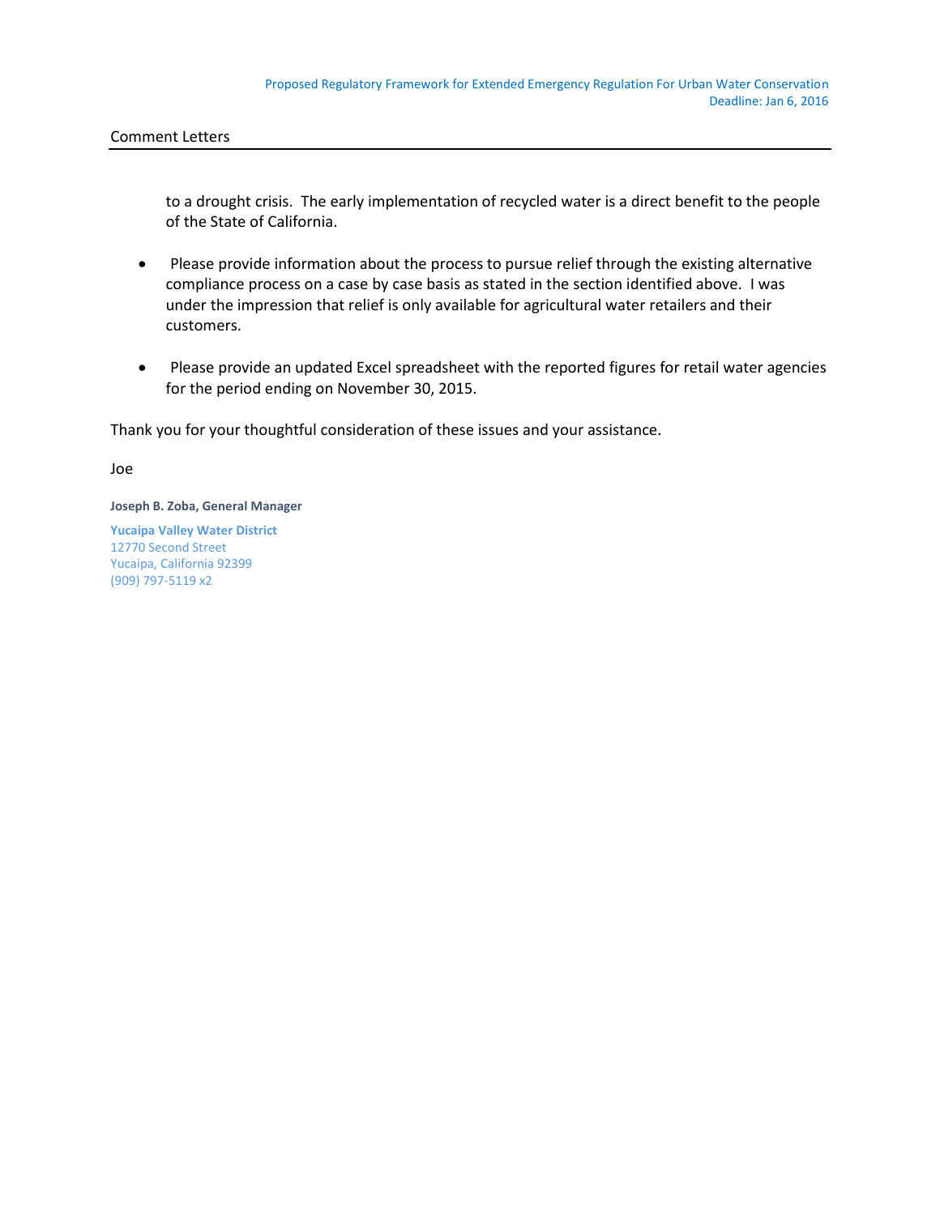Comment Letters

to a drought crisis. The early implementation of recycled water is a direct benefit to the people of the State of California.

- Please provide information about the process to pursue relief through the existing alternative compliance process on a case by case basis as stated in the section identified above. I was under the impression that relief is only available for agricultural water retailers and their customers.

- Please provide an updated Excel spreadsheet with the reported figures for retail water agencies for the period ending on November 30, 2015.

Thank you for your thoughtful consideration of these issues and your assistance.

Joe

**Joseph B. Zoba, General Manager**

**Yucaipa Valley Water District**
12770 Second Street
Yucaipa, California 92399
(909) 797-5119 x2